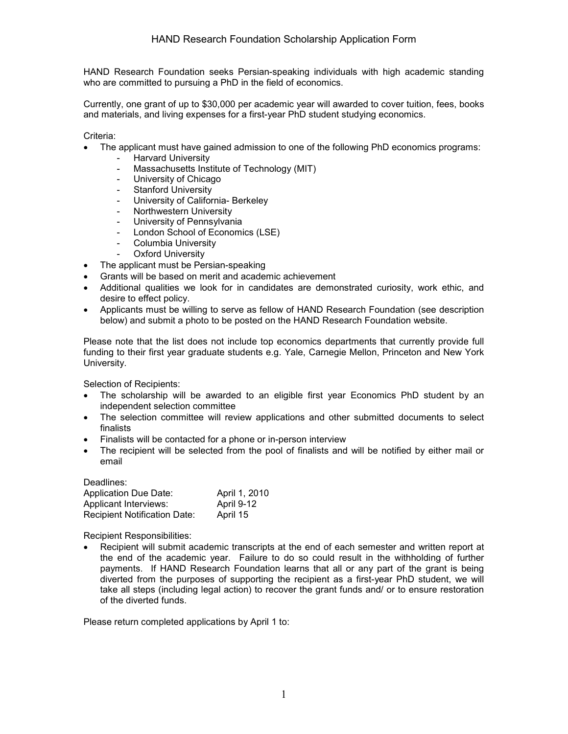# HAND Research Foundation Scholarship Application Form

HAND Research Foundation seeks Persian-speaking individuals with high academic standing who are committed to pursuing a PhD in the field of economics.

Currently, one grant of up to $30,000 per academic year will awarded to cover tuition, fees, books and materials, and living expenses for a first-year PhD student studying economics.

Criteria:

- The applicant must have gained admission to one of the following PhD economics programs:
  - Harvard University
  - Massachusetts Institute of Technology (MIT)
  - University of Chicago
  - Stanford University
  - University of California- Berkeley
  - Northwestern University
  - University of Pennsylvania
  - London School of Economics (LSE)
  - Columbia University
  - Oxford University
- The applicant must be Persian-speaking
- Grants will be based on merit and academic achievement
- Additional qualities we look for in candidates are demonstrated curiosity, work ethic, and desire to effect policy.
- Applicants must be willing to serve as fellow of HAND Research Foundation (see description below) and submit a photo to be posted on the HAND Research Foundation website.

Please note that the list does not include top economics departments that currently provide full funding to their first year graduate students e.g. Yale, Carnegie Mellon, Princeton and New York University.

Selection of Recipients:

- The scholarship will be awarded to an eligible first year Economics PhD student by an independent selection committee
- The selection committee will review applications and other submitted documents to select finalists
- Finalists will be contacted for a phone or in-person interview
- The recipient will be selected from the pool of finalists and will be notified by either mail or email

Deadlines:

| | |
|---|---|
| Application Due Date: | April 1, 2010 |
| Applicant Interviews: | April 9-12 |
| Recipient Notification Date: | April 15 |

Recipient Responsibilities:

- Recipient will submit academic transcripts at the end of each semester and written report at the end of the academic year. Failure to do so could result in the withholding of further payments. If HAND Research Foundation learns that all or any part of the grant is being diverted from the purposes of supporting the recipient as a first-year PhD student, we will take all steps (including legal action) to recover the grant funds and/ or to ensure restoration of the diverted funds.

Please return completed applications by April 1 to: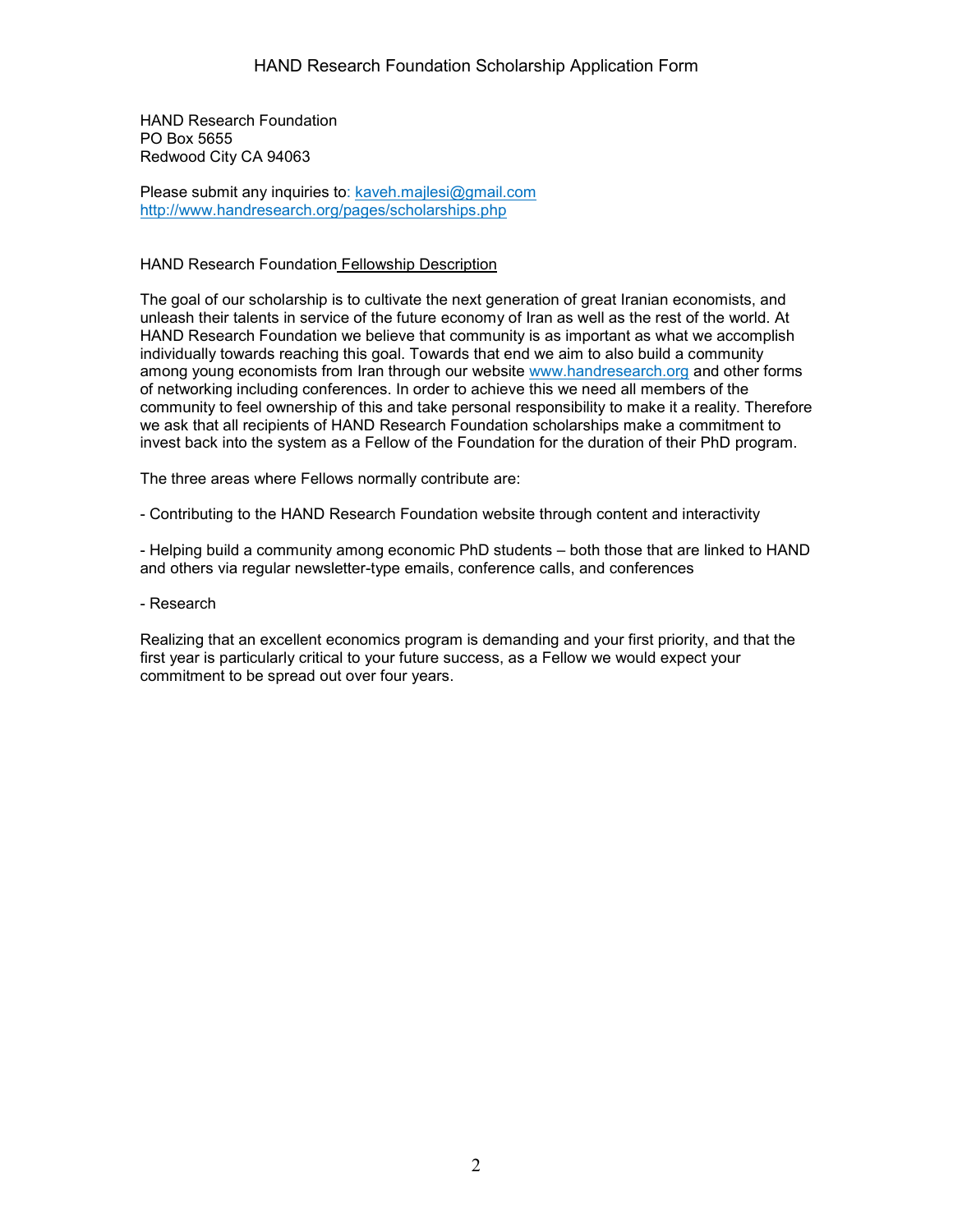HAND Research Foundation
PO Box 5655
Redwood City CA 94063

Please submit any inquiries to: kaveh.majlesi@gmail.com
http://www.handresearch.org/pages/scholarships.php

HAND Research Foundation Fellowship Description

The goal of our scholarship is to cultivate the next generation of great Iranian economists, and unleash their talents in service of the future economy of Iran as well as the rest of the world. At HAND Research Foundation we believe that community is as important as what we accomplish individually towards reaching this goal. Towards that end we aim to also build a community among young economists from Iran through our website www.handresearch.org and other forms of networking including conferences. In order to achieve this we need all members of the community to feel ownership of this and take personal responsibility to make it a reality. Therefore we ask that all recipients of HAND Research Foundation scholarships make a commitment to invest back into the system as a Fellow of the Foundation for the duration of their PhD program.

The three areas where Fellows normally contribute are:

- Contributing to the HAND Research Foundation website through content and interactivity

- Helping build a community among economic PhD students – both those that are linked to HAND and others via regular newsletter-type emails, conference calls, and conferences

- Research

Realizing that an excellent economics program is demanding and your first priority, and that the first year is particularly critical to your future success, as a Fellow we would expect your commitment to be spread out over four years.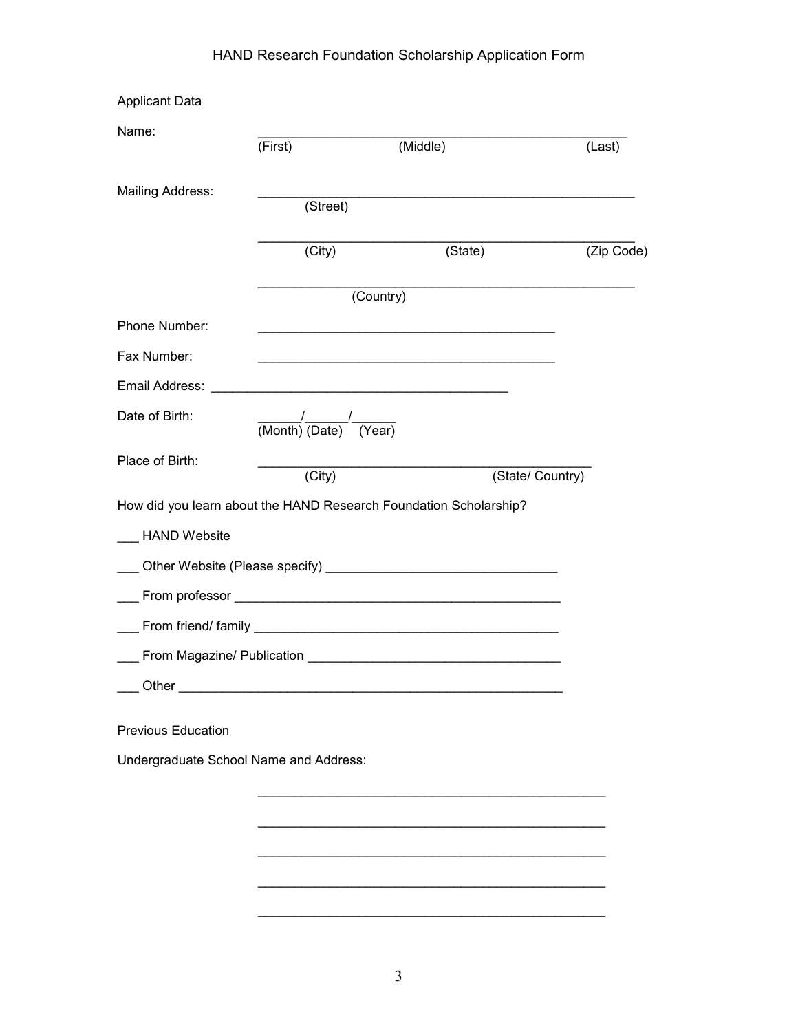# HAND Research Foundation Scholarship Application Form

Applicant Data

Name: ____________________________________________________
(First) (Middle) (Last)

Mailing Address: ____________________________________________________
(Street)

____________________________________________________
(City) (State) (Zip Code)

____________________________________________________
(Country)

Phone Number: ________________________________________

Fax Number: ________________________________________

Email Address: ________________________________________

Date of Birth: ______/______/______
(Month) (Date) (Year)

Place of Birth: ______________________________________________
(City) (State/ Country)

How did you learn about the HAND Research Foundation Scholarship?

___ HAND Website

___ Other Website (Please specify) ______________________________

___ From professor ___________________________________________

___ From friend/ family ________________________________________

___ From Magazine/ Publication _________________________________

___ Other ____________________________________________________

Previous Education

Undergraduate School Name and Address:

______________________________________________

______________________________________________

______________________________________________

______________________________________________

______________________________________________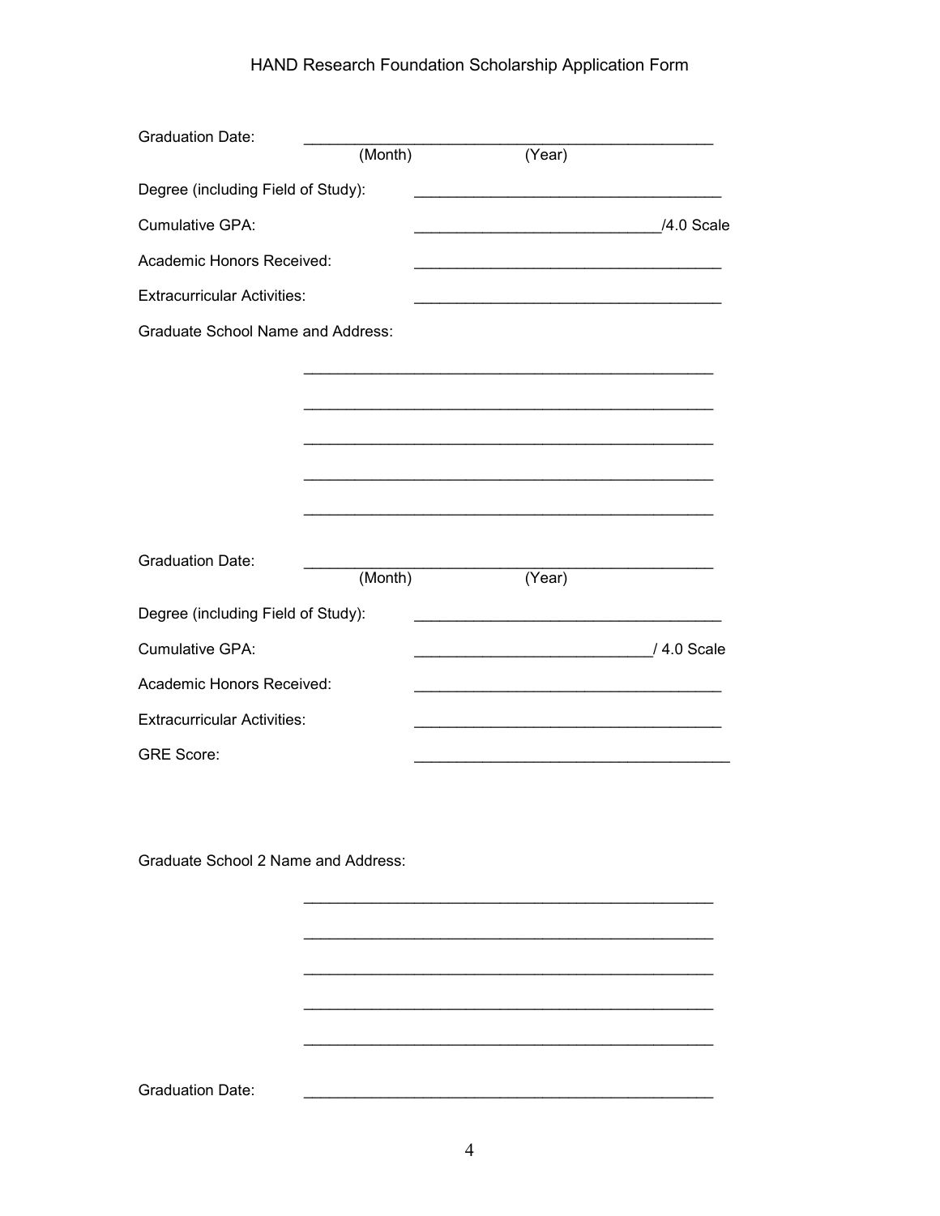Graduation Date: ________________________________________________
(Month) (Year)

Degree (including Field of Study): ____________________________________

Cumulative GPA: ____________________________/4.0 Scale

Academic Honors Received: ____________________________________

Extracurricular Activities: ____________________________________

Graduate School Name and Address:

________________________________________________

________________________________________________

________________________________________________

________________________________________________

________________________________________________

Graduation Date: ________________________________________________
(Month) (Year)

Degree (including Field of Study): ____________________________________

Cumulative GPA: ___________________________/ 4.0 Scale

Academic Honors Received: ____________________________________

Extracurricular Activities: ____________________________________

GRE Score: _____________________________________

Graduate School 2 Name and Address:

________________________________________________

________________________________________________

________________________________________________

________________________________________________

________________________________________________

Graduation Date: ________________________________________________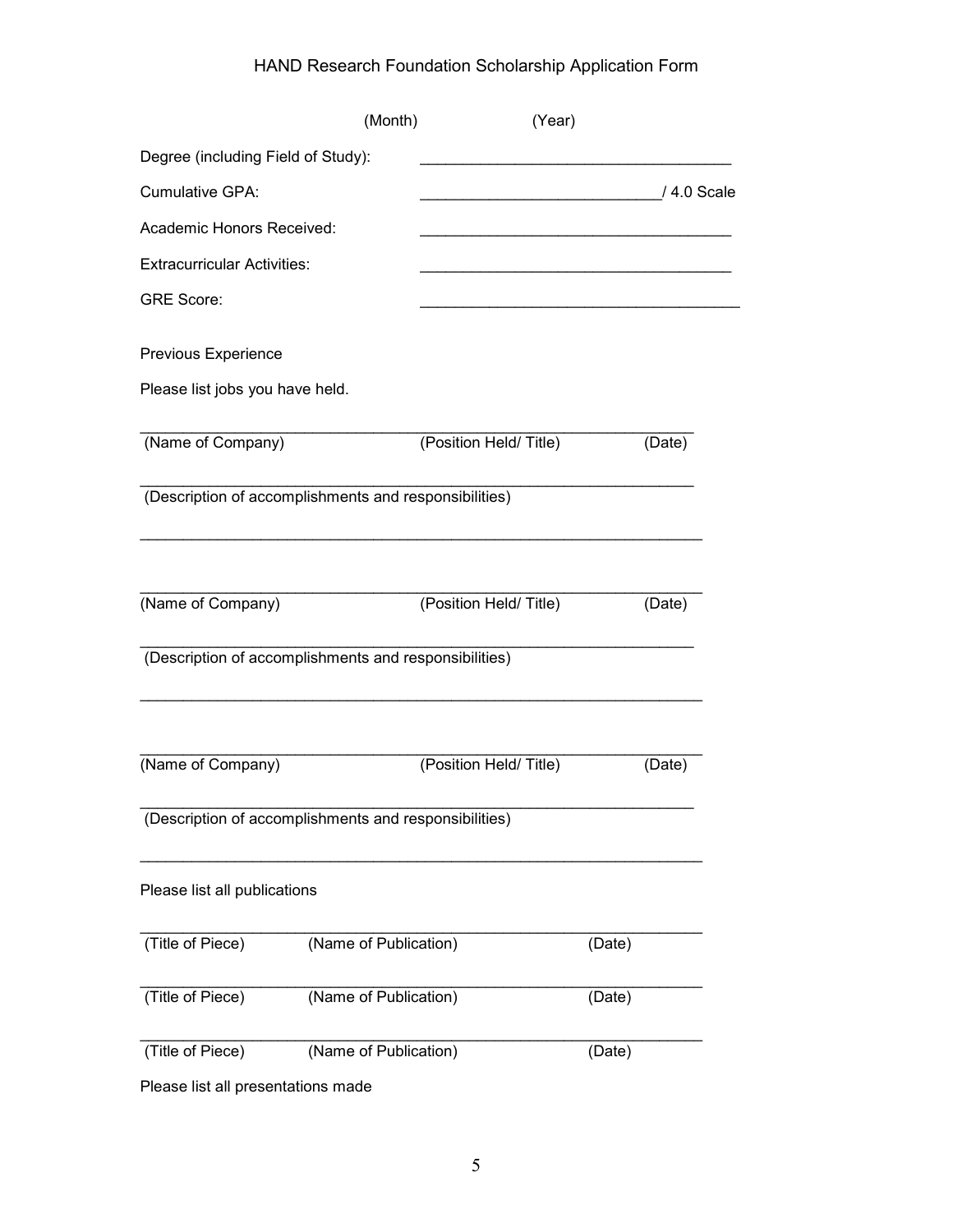# HAND Research Foundation Scholarship Application Form

(Month) (Year)

Degree (including Field of Study): ___________________________________

Cumulative GPA: ___________________________/ 4.0 Scale

Academic Honors Received: ___________________________________

Extracurricular Activities: ___________________________________

GRE Score: ____________________________________

Previous Experience

Please list jobs you have held.

______________________________________________________________
(Name of Company) (Position Held/ Title) (Date)

______________________________________________________________
(Description of accomplishments and responsibilities)

______________________________________________________________

______________________________________________________________
(Name of Company) (Position Held/ Title) (Date)

______________________________________________________________
(Description of accomplishments and responsibilities)

______________________________________________________________

______________________________________________________________
(Name of Company) (Position Held/ Title) (Date)

______________________________________________________________
(Description of accomplishments and responsibilities)

______________________________________________________________

Please list all publications

______________________________________________________________
(Title of Piece) (Name of Publication) (Date)

______________________________________________________________
(Title of Piece) (Name of Publication) (Date)

______________________________________________________________
(Title of Piece) (Name of Publication) (Date)

Please list all presentations made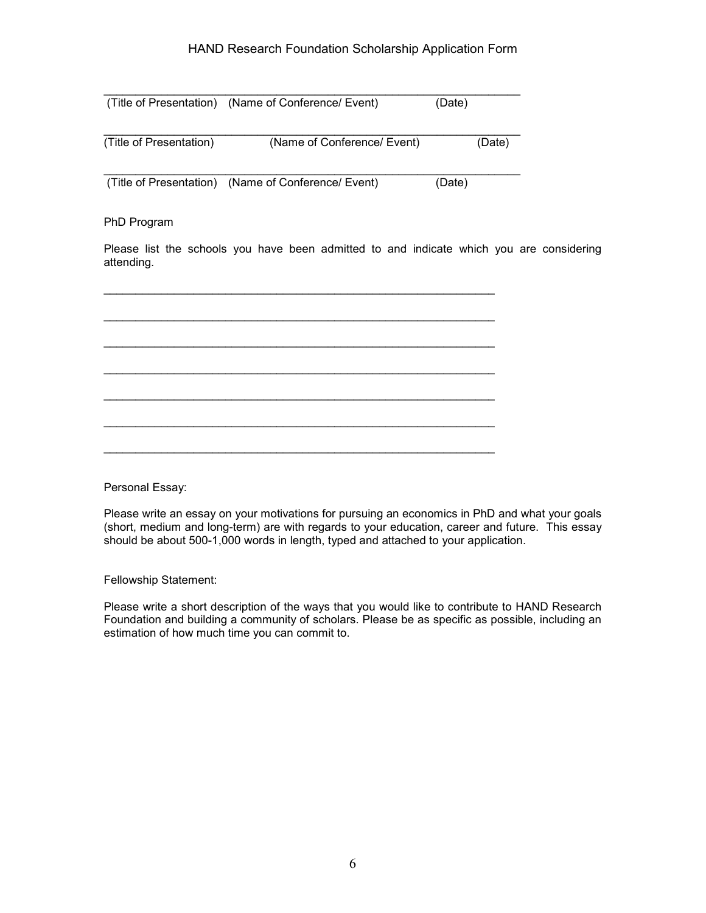HAND Research Foundation Scholarship Application Form

_______________________________________________________________

(Title of Presentation) (Name of Conference/ Event) (Date)

_______________________________________________________________

(Title of Presentation) (Name of Conference/ Event) (Date)

_______________________________________________________________

(Title of Presentation) (Name of Conference/ Event) (Date)

PhD Program

Please list the schools you have been admitted to and indicate which you are considering attending.

_______________________________________________________________

_______________________________________________________________

_______________________________________________________________

_______________________________________________________________

_______________________________________________________________

_______________________________________________________________

_______________________________________________________________

Personal Essay:

Please write an essay on your motivations for pursuing an economics in PhD and what your goals (short, medium and long-term) are with regards to your education, career and future. This essay should be about 500-1,000 words in length, typed and attached to your application.

Fellowship Statement:

Please write a short description of the ways that you would like to contribute to HAND Research Foundation and building a community of scholars. Please be as specific as possible, including an estimation of how much time you can commit to.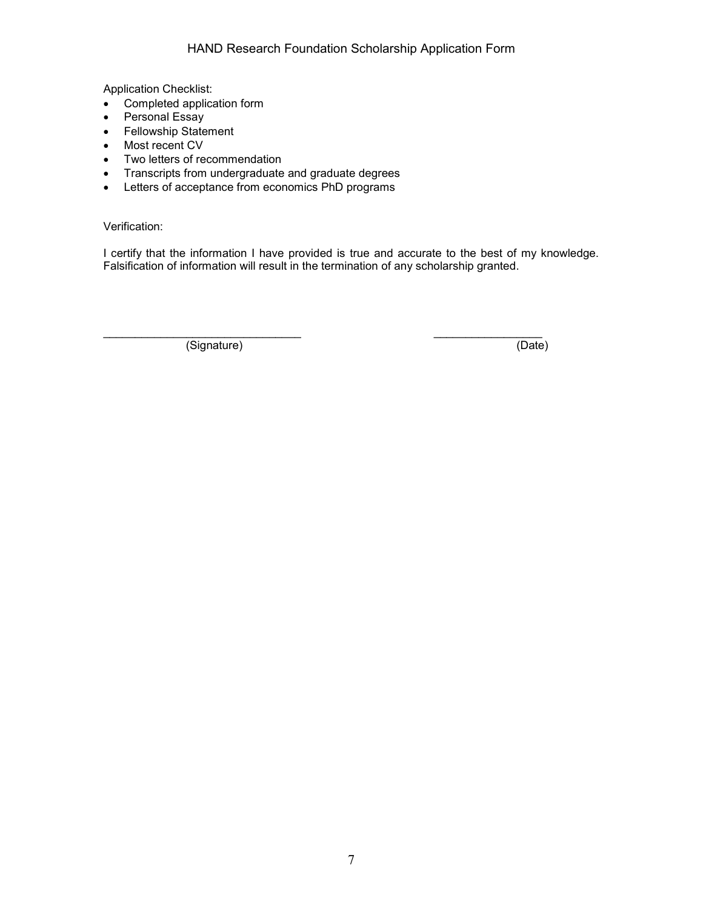Application Checklist:

- Completed application form
- Personal Essay
- Fellowship Statement
- Most recent CV
- Two letters of recommendation
- Transcripts from undergraduate and graduate degrees
- Letters of acceptance from economics PhD programs

Verification:

I certify that the information I have provided is true and accurate to the best of my knowledge. Falsification of information will result in the termination of any scholarship granted.

_______________________________ (Signature)

_________________ (Date)